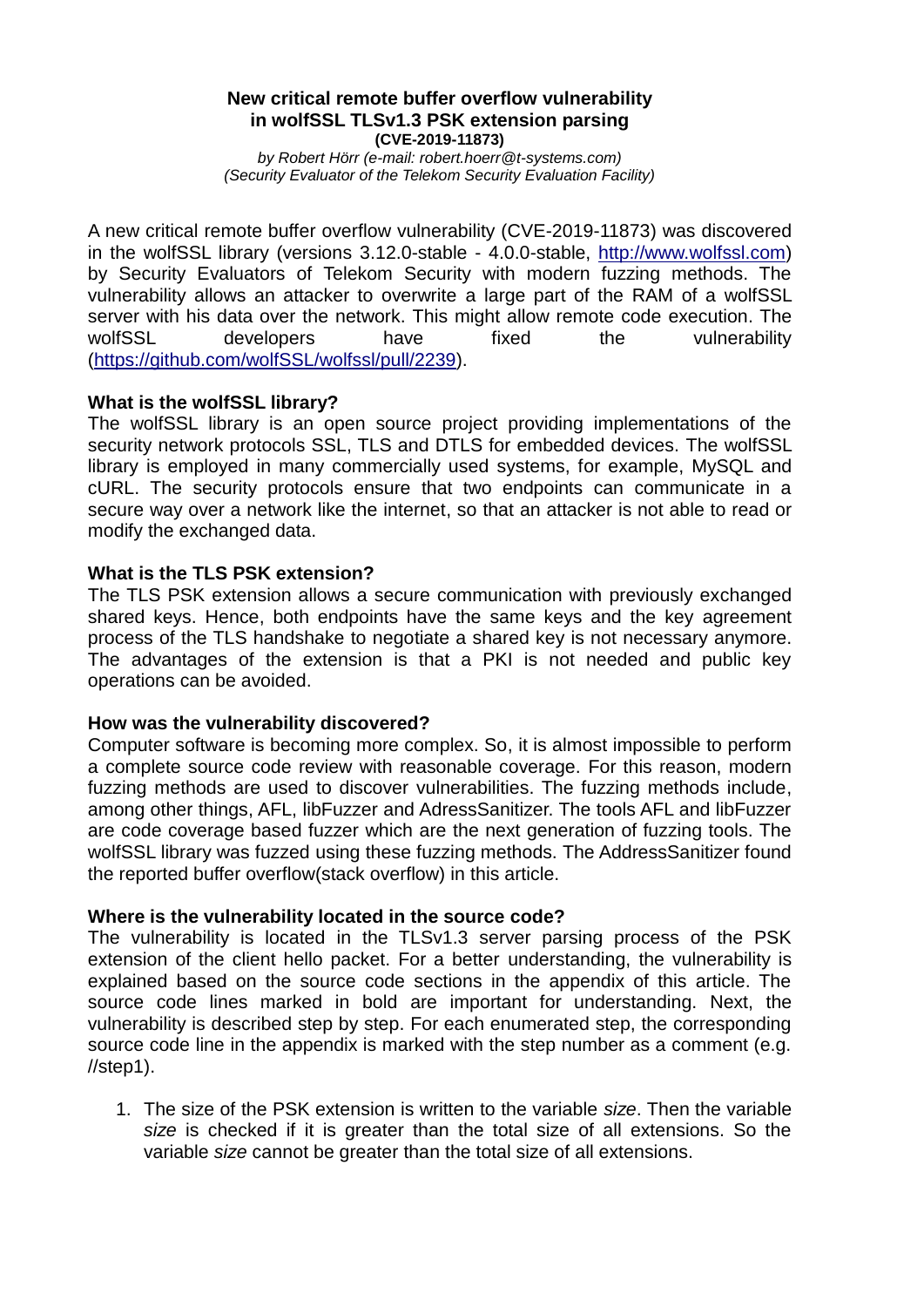# New critical remote buffer overflow vulnerability in wolfSSL TLSv1.3 PSK extension parsing

**(CVE-2019-11873)**

*by Robert Hörr (e-mail: robert.hoerr@t-systems.com)*
*(Security Evaluator of the Telekom Security Evaluation Facility)*

A new critical remote buffer overflow vulnerability (CVE-2019-11873) was discovered in the wolfSSL library (versions 3.12.0-stable - 4.0.0-stable, http://www.wolfssl.com) by Security Evaluators of Telekom Security with modern fuzzing methods. The vulnerability allows an attacker to overwrite a large part of the RAM of a wolfSSL server with his data over the network. This might allow remote code execution. The wolfSSL developers have fixed the vulnerability (https://github.com/wolfSSL/wolfssl/pull/2239).

## What is the wolfSSL library?

The wolfSSL library is an open source project providing implementations of the security network protocols SSL, TLS and DTLS for embedded devices. The wolfSSL library is employed in many commercially used systems, for example, MySQL and cURL. The security protocols ensure that two endpoints can communicate in a secure way over a network like the internet, so that an attacker is not able to read or modify the exchanged data.

## What is the TLS PSK extension?

The TLS PSK extension allows a secure communication with previously exchanged shared keys. Hence, both endpoints have the same keys and the key agreement process of the TLS handshake to negotiate a shared key is not necessary anymore. The advantages of the extension is that a PKI is not needed and public key operations can be avoided.

## How was the vulnerability discovered?

Computer software is becoming more complex. So, it is almost impossible to perform a complete source code review with reasonable coverage. For this reason, modern fuzzing methods are used to discover vulnerabilities. The fuzzing methods include, among other things, AFL, libFuzzer and AdressSanitizer. The tools AFL and libFuzzer are code coverage based fuzzer which are the next generation of fuzzing tools. The wolfSSL library was fuzzed using these fuzzing methods. The AddressSanitizer found the reported buffer overflow(stack overflow) in this article.

## Where is the vulnerability located in the source code?

The vulnerability is located in the TLSv1.3 server parsing process of the PSK extension of the client hello packet. For a better understanding, the vulnerability is explained based on the source code sections in the appendix of this article. The source code lines marked in bold are important for understanding. Next, the vulnerability is described step by step. For each enumerated step, the corresponding source code line in the appendix is marked with the step number as a comment (e.g. //step1).

1. The size of the PSK extension is written to the variable *size*. Then the variable *size* is checked if it is greater than the total size of all extensions. So the variable *size* cannot be greater than the total size of all extensions.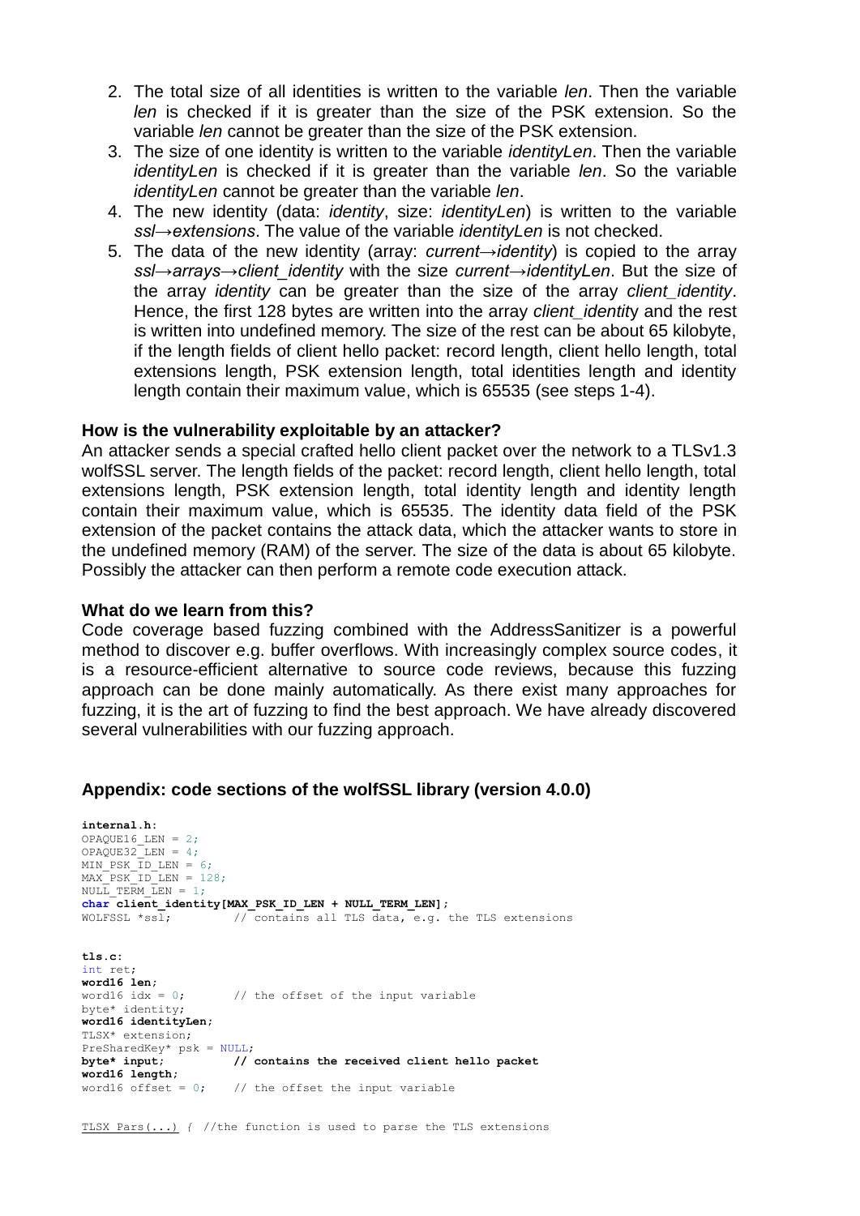2. The total size of all identities is written to the variable *len*. Then the variable *len* is checked if it is greater than the size of the PSK extension. So the variable *len* cannot be greater than the size of the PSK extension.
3. The size of one identity is written to the variable *identityLen*. Then the variable *identityLen* is checked if it is greater than the variable *len*. So the variable *identityLen* cannot be greater than the variable *len*.
4. The new identity (data: *identity*, size: *identityLen*) is written to the variable *ssl→extensions*. The value of the variable *identityLen* is not checked.
5. The data of the new identity (array: *current→identity*) is copied to the array *ssl→arrays→client_identity* with the size *current→identityLen*. But the size of the array *identity* can be greater than the size of the array *client_identity*. Hence, the first 128 bytes are written into the array *client_identity* and the rest is written into undefined memory. The size of the rest can be about 65 kilobyte, if the length fields of client hello packet: record length, client hello length, total extensions length, PSK extension length, total identities length and identity length contain their maximum value, which is 65535 (see steps 1-4).

### How is the vulnerability exploitable by an attacker?

An attacker sends a special crafted hello client packet over the network to a TLSv1.3 wolfSSL server. The length fields of the packet: record length, client hello length, total extensions length, PSK extension length, total identity length and identity length contain their maximum value, which is 65535. The identity data field of the PSK extension of the packet contains the attack data, which the attacker wants to store in the undefined memory (RAM) of the server. The size of the data is about 65 kilobyte. Possibly the attacker can then perform a remote code execution attack.

### What do we learn from this?

Code coverage based fuzzing combined with the AddressSanitizer is a powerful method to discover e.g. buffer overflows. With increasingly complex source codes, it is a resource-efficient alternative to source code reviews, because this fuzzing approach can be done mainly automatically. As there exist many approaches for fuzzing, it is the art of fuzzing to find the best approach. We have already discovered several vulnerabilities with our fuzzing approach.

### Appendix: code sections of the wolfSSL library (version 4.0.0)

```
internal.h:
OPAQUE16_LEN = 2;
OPAQUE32_LEN = 4;
MIN_PSK_ID_LEN = 6;
MAX_PSK_ID_LEN = 128;
NULL_TERM_LEN = 1;
char client_identity[MAX_PSK_ID_LEN + NULL_TERM_LEN];
WOLFSSL *ssl;         // contains all TLS data, e.g. the TLS extensions
```

```
tls.c:
int ret;
word16 len;
word16 idx = 0;       // the offset of the input variable
byte* identity;
word16 identityLen;
TLSX* extension;
PreSharedKey* psk = NULL;
byte* input;          // contains the received client hello packet
word16 length;
word16 offset = 0;    // the offset the input variable
```

```
TLSX_Pars(...) { //the function is used to parse the TLS extensions
```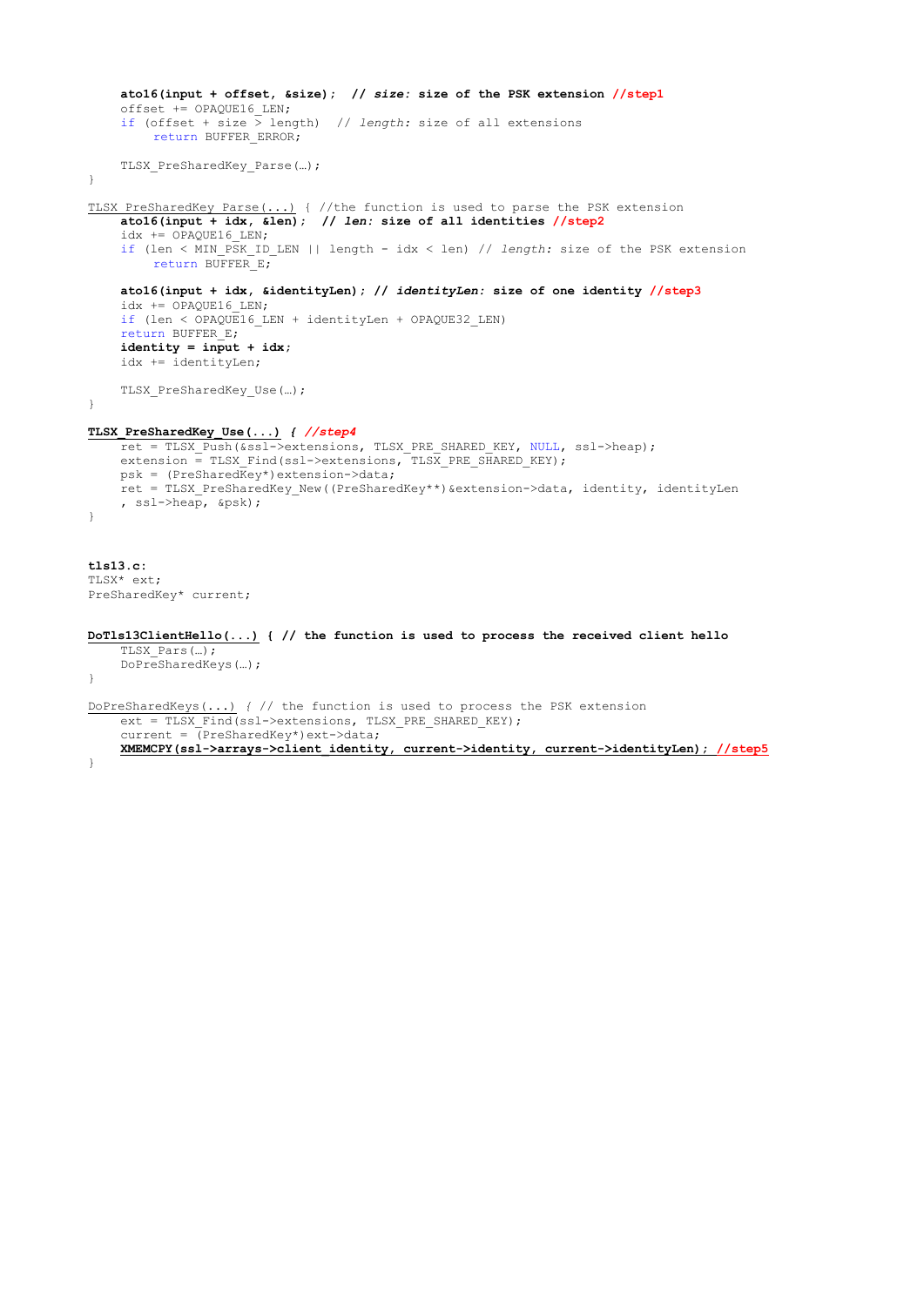```
    ato16(input + offset, &size);  // size: size of the PSK extension //step1
    offset += OPAQUE16_LEN;
    if (offset + size > length)  // length: size of all extensions
        return BUFFER_ERROR;

    TLSX_PreSharedKey_Parse(…);
}

TLSX_PreSharedKey_Parse(...) { //the function is used to parse the PSK extension
    ato16(input + idx, &len);  // len: size of all identities //step2
    idx += OPAQUE16_LEN;
    if (len < MIN_PSK_ID_LEN || length - idx < len) // length: size of the PSK extension
        return BUFFER_E;

    ato16(input + idx, &identityLen); // identityLen: size of one identity //step3
    idx += OPAQUE16_LEN;
    if (len < OPAQUE16_LEN + identityLen + OPAQUE32_LEN)
    return BUFFER_E;
    identity = input + idx;
    idx += identityLen;

    TLSX_PreSharedKey_Use(…);
}

TLSX_PreSharedKey_Use(...) { //step4
    ret = TLSX_Push(&ssl->extensions, TLSX_PRE_SHARED_KEY, NULL, ssl->heap);
    extension = TLSX_Find(ssl->extensions, TLSX_PRE_SHARED_KEY);
    psk = (PreSharedKey*)extension->data;
    ret = TLSX_PreSharedKey_New((PreSharedKey**)&extension->data, identity, identityLen
    , ssl->heap, &psk);
}


tls13.c:
TLSX* ext;
PreSharedKey* current;


DoTls13ClientHello(...) { // the function is used to process the received client hello
    TLSX_Pars(…);
    DoPreSharedKeys(…);
}

DoPreSharedKeys(...) { // the function is used to process the PSK extension
    ext = TLSX_Find(ssl->extensions, TLSX_PRE_SHARED_KEY);
    current = (PreSharedKey*)ext->data;
    XMEMCPY(ssl->arrays->client_identity, current->identity, current->identityLen); //step5
}
```